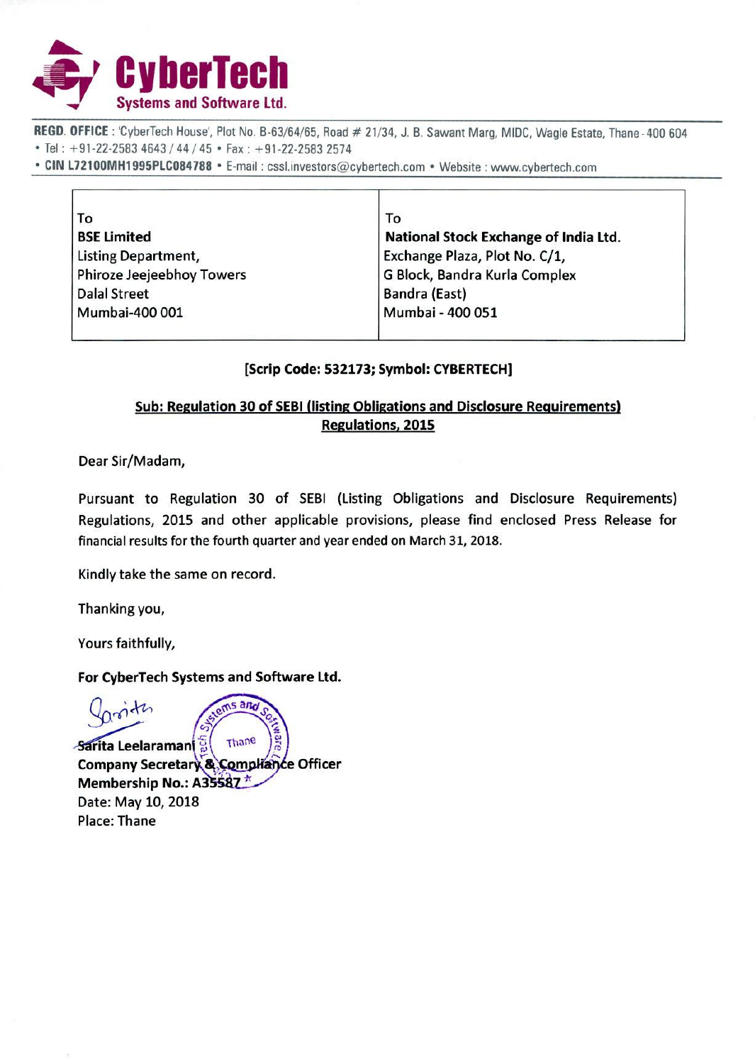# CyberTech Systems and Software Ltd.

**REGD. OFFICE** : 'CyberTech House', Plot No. B-63/64/65, Road # 21/34, J. B. Sawant Marg, MIDC, Wagle Estate, Thane - 400 604
• Tel : +91-22-2583 4643 / 44 / 45 • Fax : +91-22-2583 2574
• **CIN L72100MH1995PLC084788** • E-mail : cssl.investors@cybertech.com • Website : www.cybertech.com

| To<br>**BSE Limited**<br>Listing Department,<br>Phiroze Jeejeebhoy Towers<br>Dalal Street<br>Mumbai-400 001 | To<br>**National Stock Exchange of India Ltd.**<br>Exchange Plaza, Plot No. C/1,<br>G Block, Bandra Kurla Complex<br>Bandra (East)<br>Mumbai - 400 051 |
|---|---|

**[Scrip Code: 532173; Symbol: CYBERTECH]**

**Sub: Regulation 30 of SEBI (listing Obligations and Disclosure Requirements) Regulations, 2015**

Dear Sir/Madam,

Pursuant to Regulation 30 of SEBI (Listing Obligations and Disclosure Requirements) Regulations, 2015 and other applicable provisions, please find enclosed Press Release for financial results for the fourth quarter and year ended on March 31, 2018.

Kindly take the same on record.

Thanking you,

Yours faithfully,

**For CyberTech Systems and Software Ltd.**

**Sarita Leelaramani**
**Company Secretary & Compliance Officer**
**Membership No.: A35587**
Date: May 10, 2018
Place: Thane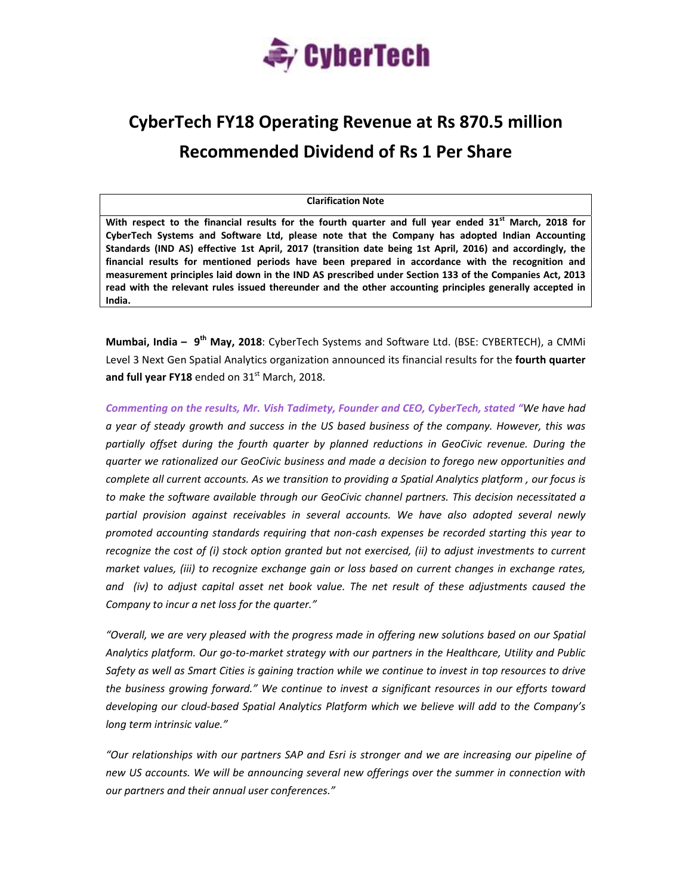# CyberTech FY18 Operating Revenue at Rs 870.5 million
# Recommended Dividend of Rs 1 Per Share

| Clarification Note |
|---|
| **With respect to the financial results for the fourth quarter and full year ended 31st March, 2018 for CyberTech Systems and Software Ltd, please note that the Company has adopted Indian Accounting Standards (IND AS) effective 1st April, 2017 (transition date being 1st April, 2016) and accordingly, the financial results for mentioned periods have been prepared in accordance with the recognition and measurement principles laid down in the IND AS prescribed under Section 133 of the Companies Act, 2013 read with the relevant rules issued thereunder and the other accounting principles generally accepted in India.** |

**Mumbai, India – 9th May, 2018**: CyberTech Systems and Software Ltd. (BSE: CYBERTECH), a CMMi Level 3 Next Gen Spatial Analytics organization announced its financial results for the **fourth quarter and full year FY18** ended on 31st March, 2018.

***Commenting on the results, Mr. Vish Tadimety, Founder and CEO, CyberTech, stated "****We have had a year of steady growth and success in the US based business of the company. However, this was partially offset during the fourth quarter by planned reductions in GeoCivic revenue. During the quarter we rationalized our GeoCivic business and made a decision to forego new opportunities and complete all current accounts. As we transition to providing a Spatial Analytics platform , our focus is to make the software available through our GeoCivic channel partners. This decision necessitated a partial provision against receivables in several accounts. We have also adopted several newly promoted accounting standards requiring that non-cash expenses be recorded starting this year to recognize the cost of (i) stock option granted but not exercised, (ii) to adjust investments to current market values, (iii) to recognize exchange gain or loss based on current changes in exchange rates, and (iv) to adjust capital asset net book value. The net result of these adjustments caused the Company to incur a net loss for the quarter."*

*"Overall, we are very pleased with the progress made in offering new solutions based on our Spatial Analytics platform. Our go-to-market strategy with our partners in the Healthcare, Utility and Public Safety as well as Smart Cities is gaining traction while we continue to invest in top resources to drive the business growing forward." We continue to invest a significant resources in our efforts toward developing our cloud-based Spatial Analytics Platform which we believe will add to the Company's long term intrinsic value."*

*"Our relationships with our partners SAP and Esri is stronger and we are increasing our pipeline of new US accounts. We will be announcing several new offerings over the summer in connection with our partners and their annual user conferences."*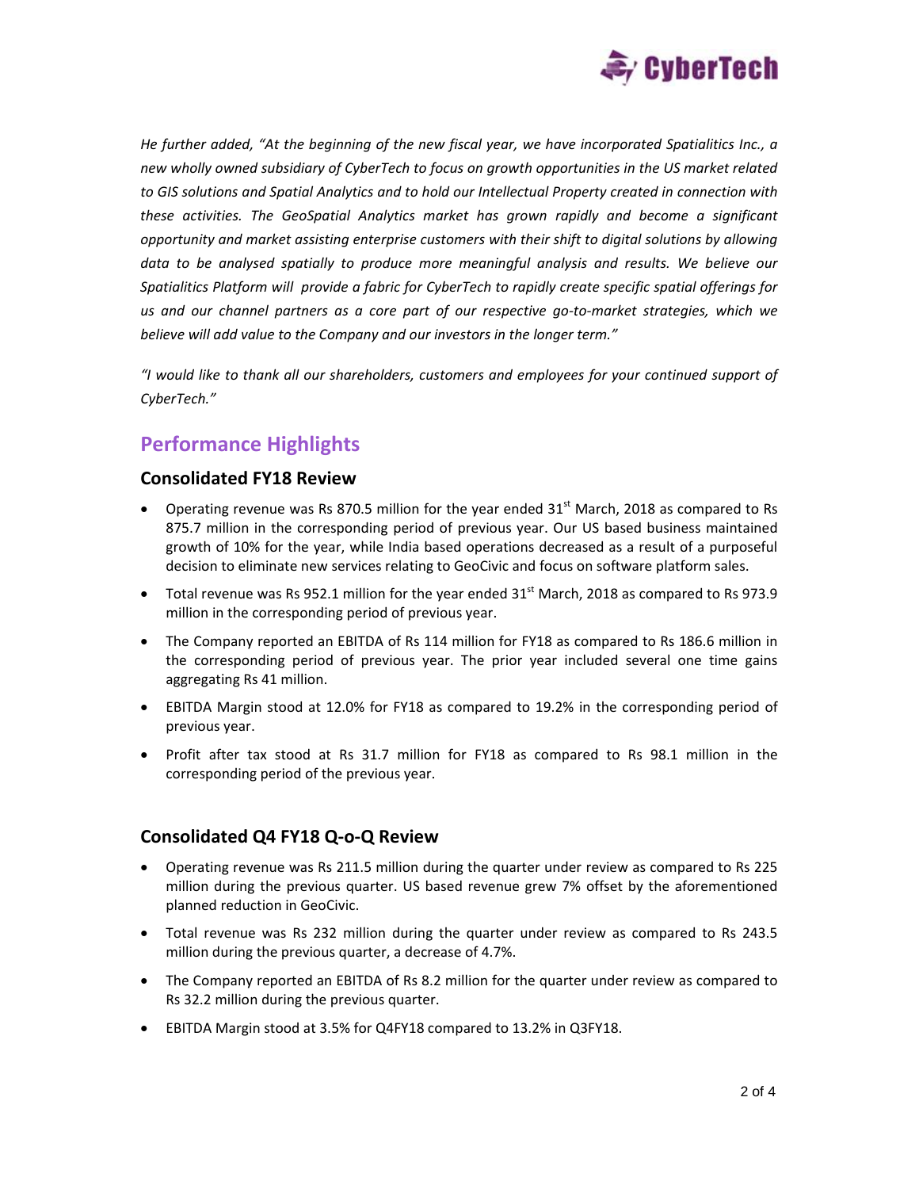*He further added, "At the beginning of the new fiscal year, we have incorporated Spatialitics Inc., a new wholly owned subsidiary of CyberTech to focus on growth opportunities in the US market related to GIS solutions and Spatial Analytics and to hold our Intellectual Property created in connection with these activities. The GeoSpatial Analytics market has grown rapidly and become a significant opportunity and market assisting enterprise customers with their shift to digital solutions by allowing data to be analysed spatially to produce more meaningful analysis and results. We believe our Spatialitics Platform will provide a fabric for CyberTech to rapidly create specific spatial offerings for us and our channel partners as a core part of our respective go-to-market strategies, which we believe will add value to the Company and our investors in the longer term."*

*"I would like to thank all our shareholders, customers and employees for your continued support of CyberTech."*

## Performance Highlights

### Consolidated FY18 Review

- Operating revenue was Rs 870.5 million for the year ended 31st March, 2018 as compared to Rs 875.7 million in the corresponding period of previous year. Our US based business maintained growth of 10% for the year, while India based operations decreased as a result of a purposeful decision to eliminate new services relating to GeoCivic and focus on software platform sales.
- Total revenue was Rs 952.1 million for the year ended 31st March, 2018 as compared to Rs 973.9 million in the corresponding period of previous year.
- The Company reported an EBITDA of Rs 114 million for FY18 as compared to Rs 186.6 million in the corresponding period of previous year. The prior year included several one time gains aggregating Rs 41 million.
- EBITDA Margin stood at 12.0% for FY18 as compared to 19.2% in the corresponding period of previous year.
- Profit after tax stood at Rs 31.7 million for FY18 as compared to Rs 98.1 million in the corresponding period of the previous year.

### Consolidated Q4 FY18 Q-o-Q Review

- Operating revenue was Rs 211.5 million during the quarter under review as compared to Rs 225 million during the previous quarter. US based revenue grew 7% offset by the aforementioned planned reduction in GeoCivic.
- Total revenue was Rs 232 million during the quarter under review as compared to Rs 243.5 million during the previous quarter, a decrease of 4.7%.
- The Company reported an EBITDA of Rs 8.2 million for the quarter under review as compared to Rs 32.2 million during the previous quarter.
- EBITDA Margin stood at 3.5% for Q4FY18 compared to 13.2% in Q3FY18.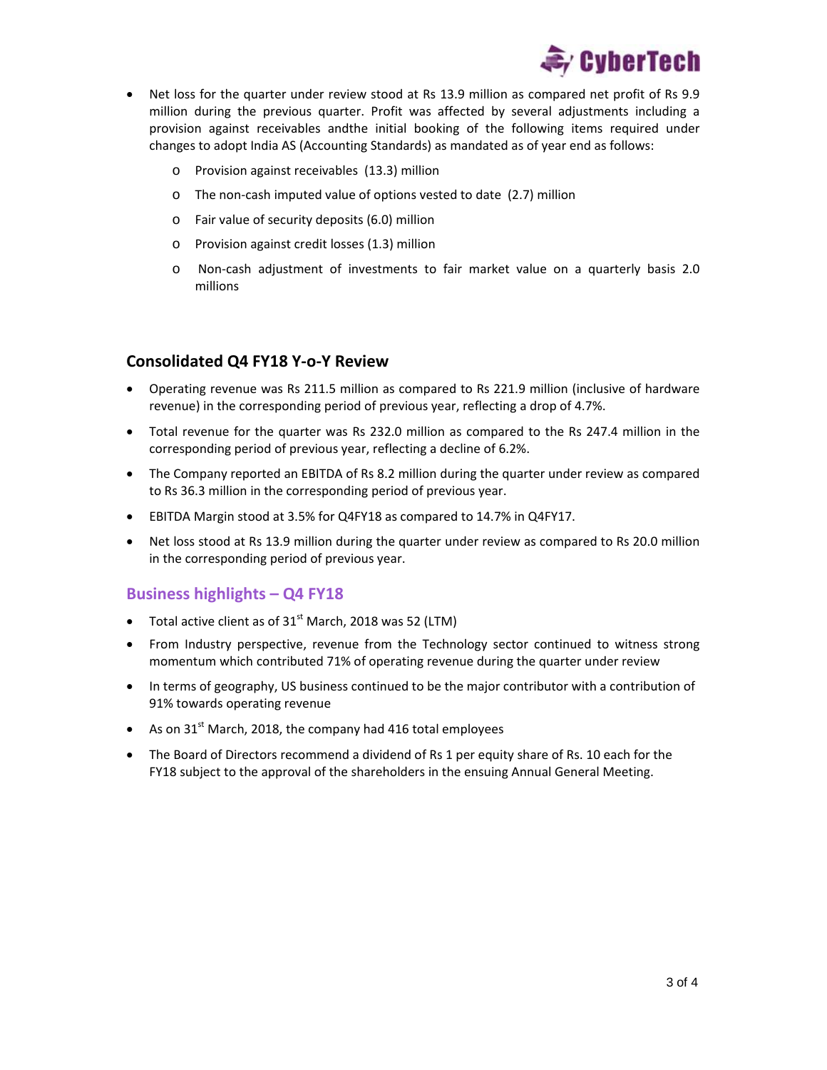- Net loss for the quarter under review stood at Rs 13.9 million as compared net profit of Rs 9.9 million during the previous quarter. Profit was affected by several adjustments including a provision against receivables andthe initial booking of the following items required under changes to adopt India AS (Accounting Standards) as mandated as of year end as follows:
  - Provision against receivables (13.3) million
  - The non-cash imputed value of options vested to date (2.7) million
  - Fair value of security deposits (6.0) million
  - Provision against credit losses (1.3) million
  - Non-cash adjustment of investments to fair market value on a quarterly basis 2.0 millions

## Consolidated Q4 FY18 Y-o-Y Review

- Operating revenue was Rs 211.5 million as compared to Rs 221.9 million (inclusive of hardware revenue) in the corresponding period of previous year, reflecting a drop of 4.7%.
- Total revenue for the quarter was Rs 232.0 million as compared to the Rs 247.4 million in the corresponding period of previous year, reflecting a decline of 6.2%.
- The Company reported an EBITDA of Rs 8.2 million during the quarter under review as compared to Rs 36.3 million in the corresponding period of previous year.
- EBITDA Margin stood at 3.5% for Q4FY18 as compared to 14.7% in Q4FY17.
- Net loss stood at Rs 13.9 million during the quarter under review as compared to Rs 20.0 million in the corresponding period of previous year.

## Business highlights – Q4 FY18

- Total active client as of 31st March, 2018 was 52 (LTM)
- From Industry perspective, revenue from the Technology sector continued to witness strong momentum which contributed 71% of operating revenue during the quarter under review
- In terms of geography, US business continued to be the major contributor with a contribution of 91% towards operating revenue
- As on 31st March, 2018, the company had 416 total employees
- The Board of Directors recommend a dividend of Rs 1 per equity share of Rs. 10 each for the FY18 subject to the approval of the shareholders in the ensuing Annual General Meeting.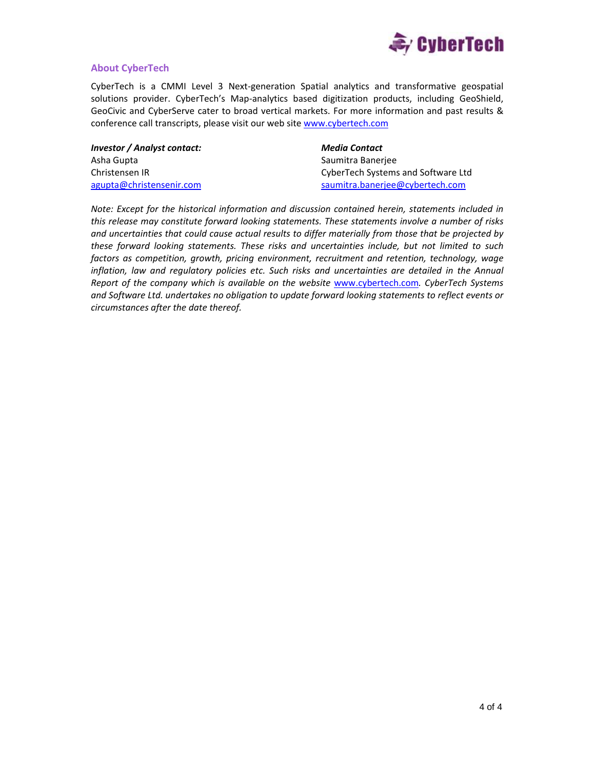## About CyberTech

CyberTech is a CMMI Level 3 Next-generation Spatial analytics and transformative geospatial solutions provider. CyberTech's Map-analytics based digitization products, including GeoShield, GeoCivic and CyberServe cater to broad vertical markets. For more information and past results & conference call transcripts, please visit our web site www.cybertech.com

***Investor / Analyst contact:***
Asha Gupta
Christensen IR
agupta@christensenir.com

***Media Contact***
Saumitra Banerjee
CyberTech Systems and Software Ltd
saumitra.banerjee@cybertech.com

*Note: Except for the historical information and discussion contained herein, statements included in this release may constitute forward looking statements. These statements involve a number of risks and uncertainties that could cause actual results to differ materially from those that be projected by these forward looking statements. These risks and uncertainties include, but not limited to such factors as competition, growth, pricing environment, recruitment and retention, technology, wage inflation, law and regulatory policies etc. Such risks and uncertainties are detailed in the Annual Report of the company which is available on the website www.cybertech.com. CyberTech Systems and Software Ltd. undertakes no obligation to update forward looking statements to reflect events or circumstances after the date thereof.*